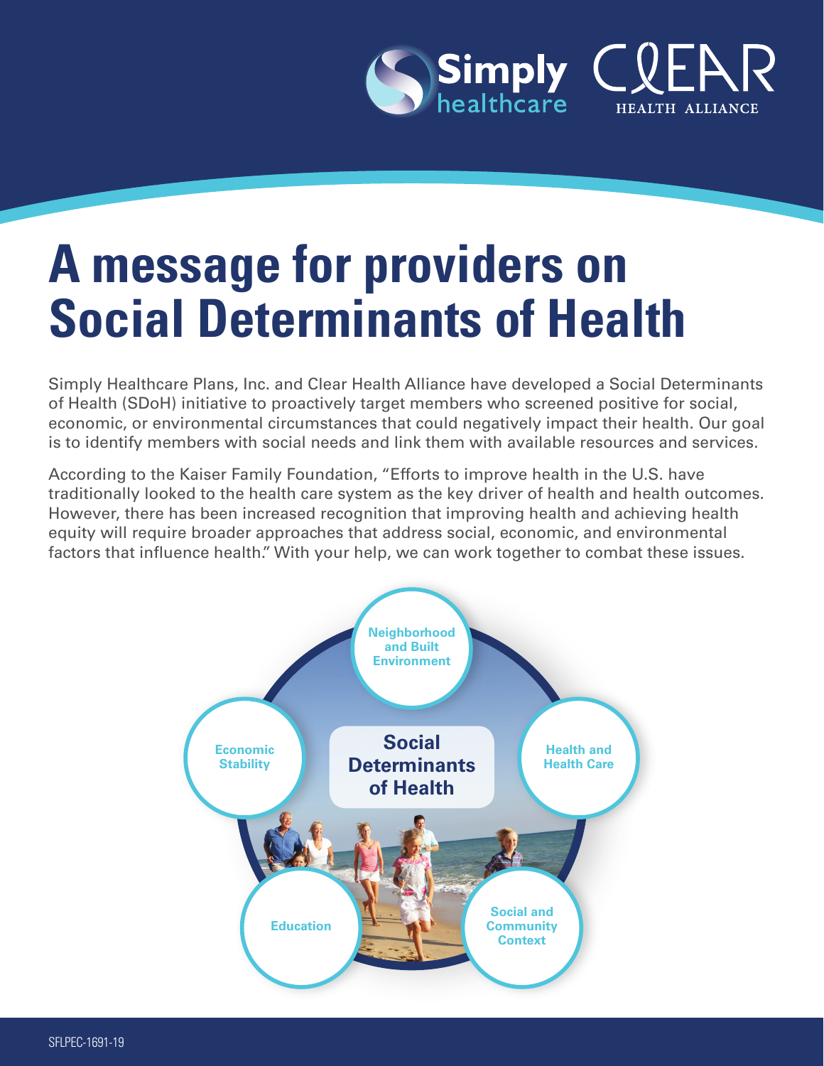# A message for providers on Social Determinants of Health

Simply Healthcare Plans, Inc. and Clear Health Alliance have developed a Social Determinants of Health (SDoH) initiative to proactively target members who screened positive for social, economic, or environmental circumstances that could negatively impact their health. Our goal is to identify members with social needs and link them with available resources and services.

According to the Kaiser Family Foundation, "Efforts to improve health in the U.S. have traditionally looked to the health care system as the key driver of health and health outcomes. However, there has been increased recognition that improving health and achieving health equity will require broader approaches that address social, economic, and environmental factors that influence health." With your help, we can work together to combat these issues.

**Social Determinants of Health**

- Neighborhood and Built Environment
- Health and Health Care
- Social and Community Context
- Education
- Economic Stability

SFLPEC-1691-19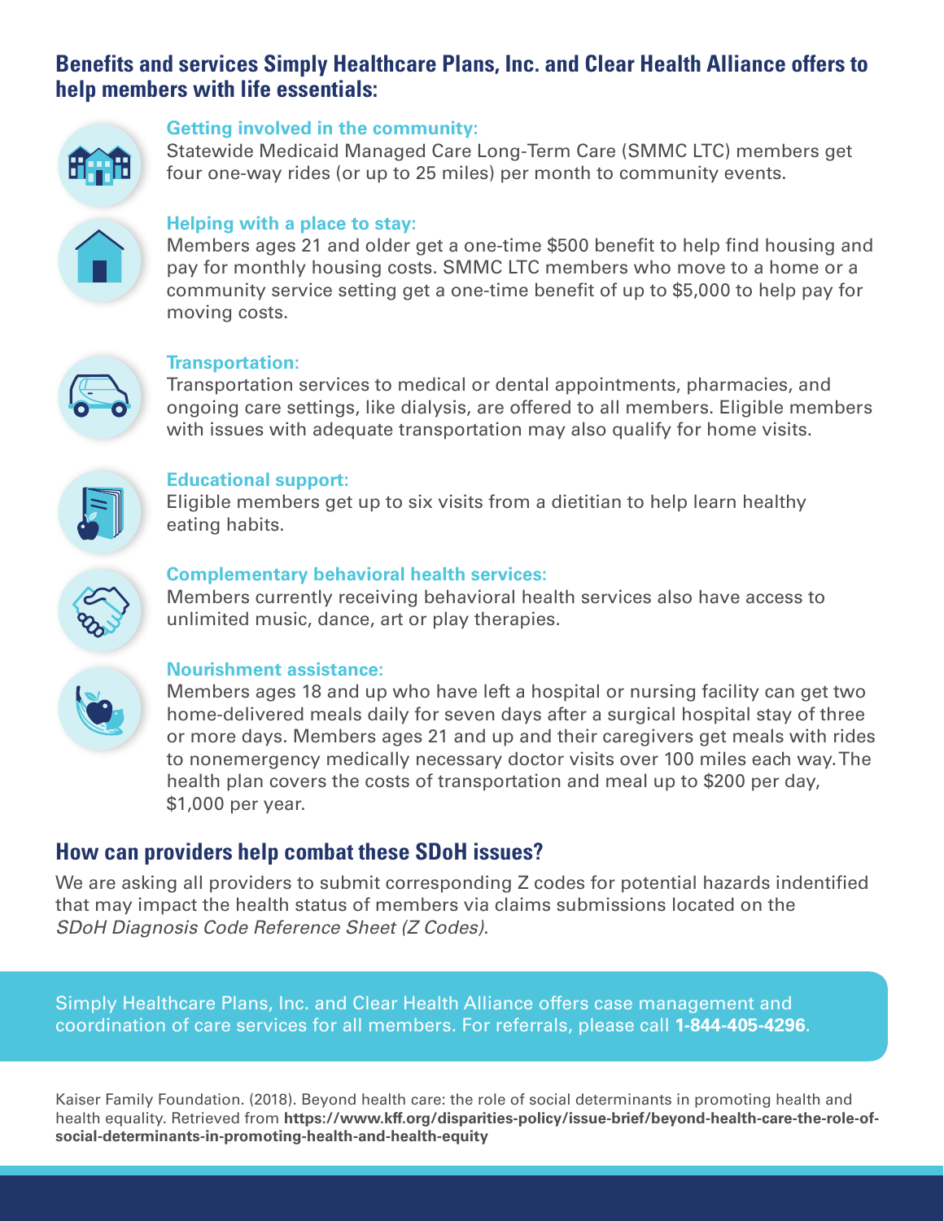## Benefits and services Simply Healthcare Plans, Inc. and Clear Health Alliance offers to help members with life essentials:

### Getting involved in the community:

Statewide Medicaid Managed Care Long-Term Care (SMMC LTC) members get four one-way rides (or up to 25 miles) per month to community events.

### Helping with a place to stay:

Members ages 21 and older get a one-time $500 benefit to help find housing and pay for monthly housing costs. SMMC LTC members who move to a home or a community service setting get a one-time benefit of up to $5,000 to help pay for moving costs.

### Transportation:

Transportation services to medical or dental appointments, pharmacies, and ongoing care settings, like dialysis, are offered to all members. Eligible members with issues with adequate transportation may also qualify for home visits.

### Educational support:

Eligible members get up to six visits from a dietitian to help learn healthy eating habits.

### Complementary behavioral health services:

Members currently receiving behavioral health services also have access to unlimited music, dance, art or play therapies.

### Nourishment assistance:

Members ages 18 and up who have left a hospital or nursing facility can get two home-delivered meals daily for seven days after a surgical hospital stay of three or more days. Members ages 21 and up and their caregivers get meals with rides to nonemergency medically necessary doctor visits over 100 miles each way. The health plan covers the costs of transportation and meal up to $200 per day, $1,000 per year.

## How can providers help combat these SDoH issues?

We are asking all providers to submit corresponding Z codes for potential hazards indentified that may impact the health status of members via claims submissions located on the *SDoH Diagnosis Code Reference Sheet (Z Codes)*.

Simply Healthcare Plans, Inc. and Clear Health Alliance offers case management and coordination of care services for all members. For referrals, please call **1-844-405-4296**.

Kaiser Family Foundation. (2018). Beyond health care: the role of social determinants in promoting health and health equality. Retrieved from **https://www.kff.org/disparities-policy/issue-brief/beyond-health-care-the-role-of-social-determinants-in-promoting-health-and-health-equity**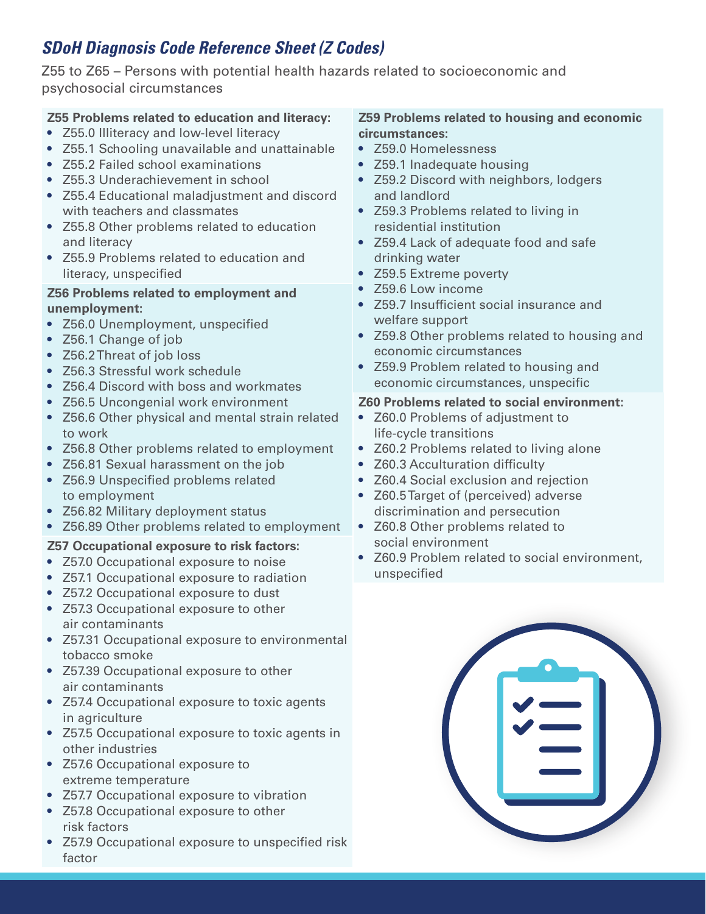## *SDoH Diagnosis Code Reference Sheet (Z Codes)*

Z55 to Z65 – Persons with potential health hazards related to socioeconomic and psychosocial circumstances

**Z55 Problems related to education and literacy:**

- Z55.0 Illiteracy and low-level literacy
- Z55.1 Schooling unavailable and unattainable
- Z55.2 Failed school examinations
- Z55.3 Underachievement in school
- Z55.4 Educational maladjustment and discord with teachers and classmates
- Z55.8 Other problems related to education and literacy
- Z55.9 Problems related to education and literacy, unspecified

**Z56 Problems related to employment and unemployment:**

- Z56.0 Unemployment, unspecified
- Z56.1 Change of job
- Z56.2 Threat of job loss
- Z56.3 Stressful work schedule
- Z56.4 Discord with boss and workmates
- Z56.5 Uncongenial work environment
- Z56.6 Other physical and mental strain related to work
- Z56.8 Other problems related to employment
- Z56.81 Sexual harassment on the job
- Z56.9 Unspecified problems related to employment
- Z56.82 Military deployment status
- Z56.89 Other problems related to employment

**Z57 Occupational exposure to risk factors:**

- Z57.0 Occupational exposure to noise
- Z57.1 Occupational exposure to radiation
- Z57.2 Occupational exposure to dust
- Z57.3 Occupational exposure to other air contaminants
- Z57.31 Occupational exposure to environmental tobacco smoke
- Z57.39 Occupational exposure to other air contaminants
- Z57.4 Occupational exposure to toxic agents in agriculture
- Z57.5 Occupational exposure to toxic agents in other industries
- Z57.6 Occupational exposure to extreme temperature
- Z57.7 Occupational exposure to vibration
- Z57.8 Occupational exposure to other risk factors
- Z57.9 Occupational exposure to unspecified risk factor

**Z59 Problems related to housing and economic circumstances:**

- Z59.0 Homelessness
- Z59.1 Inadequate housing
- Z59.2 Discord with neighbors, lodgers and landlord
- Z59.3 Problems related to living in residential institution
- Z59.4 Lack of adequate food and safe drinking water
- Z59.5 Extreme poverty
- Z59.6 Low income
- Z59.7 Insufficient social insurance and welfare support
- Z59.8 Other problems related to housing and economic circumstances
- Z59.9 Problem related to housing and economic circumstances, unspecific

**Z60 Problems related to social environment:**

- Z60.0 Problems of adjustment to life-cycle transitions
- Z60.2 Problems related to living alone
- Z60.3 Acculturation difficulty
- Z60.4 Social exclusion and rejection
- Z60.5 Target of (perceived) adverse discrimination and persecution
- Z60.8 Other problems related to social environment
- Z60.9 Problem related to social environment, unspecified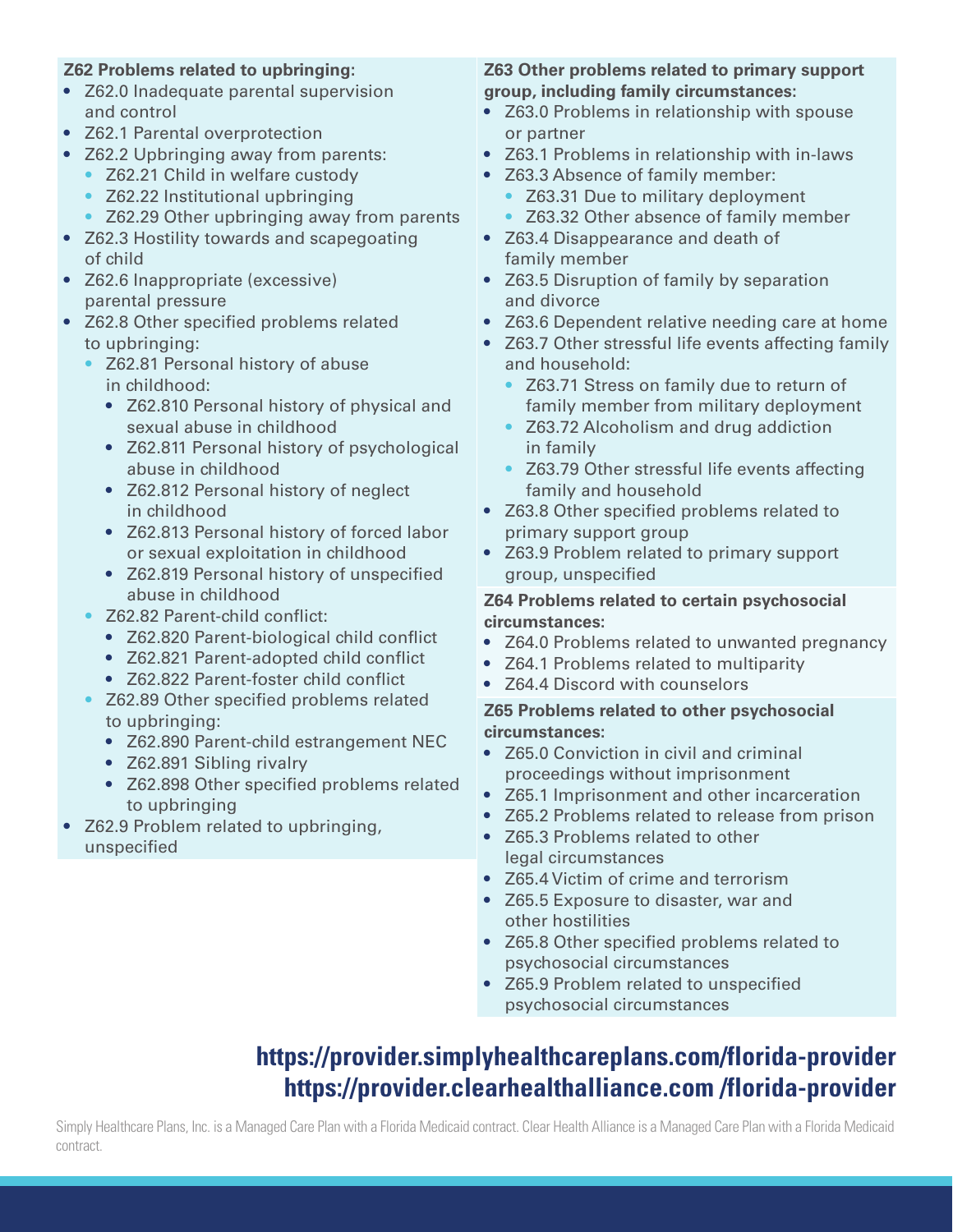**Z62 Problems related to upbringing:**

- Z62.0 Inadequate parental supervision and control
- Z62.1 Parental overprotection
- Z62.2 Upbringing away from parents:
  - Z62.21 Child in welfare custody
  - Z62.22 Institutional upbringing
  - Z62.29 Other upbringing away from parents
- Z62.3 Hostility towards and scapegoating of child
- Z62.6 Inappropriate (excessive) parental pressure
- Z62.8 Other specified problems related to upbringing:
  - Z62.81 Personal history of abuse in childhood:
    - Z62.810 Personal history of physical and sexual abuse in childhood
    - Z62.811 Personal history of psychological abuse in childhood
    - Z62.812 Personal history of neglect in childhood
    - Z62.813 Personal history of forced labor or sexual exploitation in childhood
    - Z62.819 Personal history of unspecified abuse in childhood
  - Z62.82 Parent-child conflict:
    - Z62.820 Parent-biological child conflict
    - Z62.821 Parent-adopted child conflict
    - Z62.822 Parent-foster child conflict
  - Z62.89 Other specified problems related to upbringing:
    - Z62.890 Parent-child estrangement NEC
    - Z62.891 Sibling rivalry
    - Z62.898 Other specified problems related to upbringing
- Z62.9 Problem related to upbringing, unspecified

**Z63 Other problems related to primary support group, including family circumstances:**

- Z63.0 Problems in relationship with spouse or partner
- Z63.1 Problems in relationship with in-laws
- Z63.3 Absence of family member:
  - Z63.31 Due to military deployment
  - Z63.32 Other absence of family member
- Z63.4 Disappearance and death of family member
- Z63.5 Disruption of family by separation and divorce
- Z63.6 Dependent relative needing care at home
- Z63.7 Other stressful life events affecting family and household:
  - Z63.71 Stress on family due to return of family member from military deployment
  - Z63.72 Alcoholism and drug addiction in family
  - Z63.79 Other stressful life events affecting family and household
- Z63.8 Other specified problems related to primary support group
- Z63.9 Problem related to primary support group, unspecified

**Z64 Problems related to certain psychosocial circumstances:**

- Z64.0 Problems related to unwanted pregnancy
- Z64.1 Problems related to multiparity
- Z64.4 Discord with counselors

**Z65 Problems related to other psychosocial circumstances:**

- Z65.0 Conviction in civil and criminal proceedings without imprisonment
- Z65.1 Imprisonment and other incarceration
- Z65.2 Problems related to release from prison
- Z65.3 Problems related to other legal circumstances
- Z65.4 Victim of crime and terrorism
- Z65.5 Exposure to disaster, war and other hostilities
- Z65.8 Other specified problems related to psychosocial circumstances
- Z65.9 Problem related to unspecified psychosocial circumstances

**https://provider.simplyhealthcareplans.com/florida-provider**
**https://provider.clearhealthalliance.com /florida-provider**

Simply Healthcare Plans, Inc. is a Managed Care Plan with a Florida Medicaid contract. Clear Health Alliance is a Managed Care Plan with a Florida Medicaid contract.